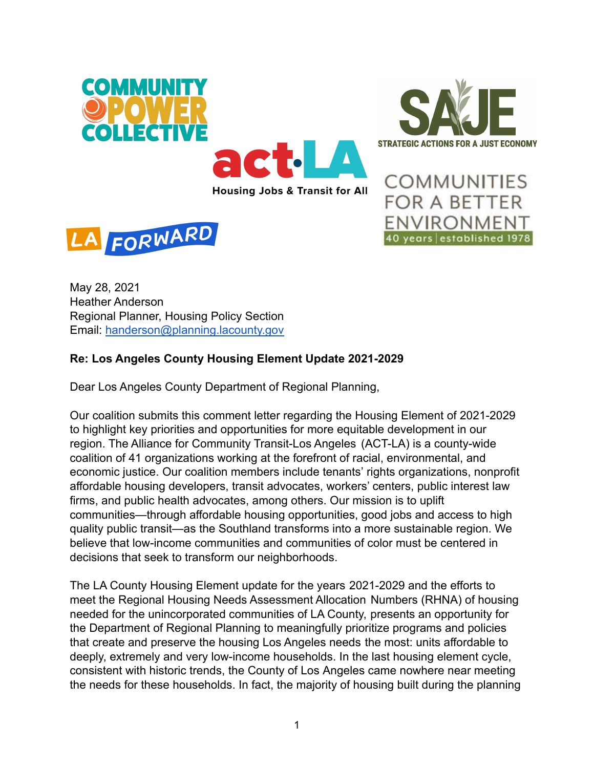May 28, 2021
Heather Anderson
Regional Planner, Housing Policy Section
Email: [handerson@planning.lacounty.gov](mailto:handerson@planning.lacounty.gov)

**Re: Los Angeles County Housing Element Update 2021-2029**

Dear Los Angeles County Department of Regional Planning,

Our coalition submits this comment letter regarding the Housing Element of 2021-2029 to highlight key priorities and opportunities for more equitable development in our region. The Alliance for Community Transit-Los Angeles (ACT-LA) is a county-wide coalition of 41 organizations working at the forefront of racial, environmental, and economic justice. Our coalition members include tenants' rights organizations, nonprofit affordable housing developers, transit advocates, workers' centers, public interest law firms, and public health advocates, among others. Our mission is to uplift communities—through affordable housing opportunities, good jobs and access to high quality public transit—as the Southland transforms into a more sustainable region. We believe that low-income communities and communities of color must be centered in decisions that seek to transform our neighborhoods.

The LA County Housing Element update for the years 2021-2029 and the efforts to meet the Regional Housing Needs Assessment Allocation Numbers (RHNA) of housing needed for the unincorporated communities of LA County, presents an opportunity for the Department of Regional Planning to meaningfully prioritize programs and policies that create and preserve the housing Los Angeles needs the most: units affordable to deeply, extremely and very low-income households. In the last housing element cycle, consistent with historic trends, the County of Los Angeles came nowhere near meeting the needs for these households. In fact, the majority of housing built during the planning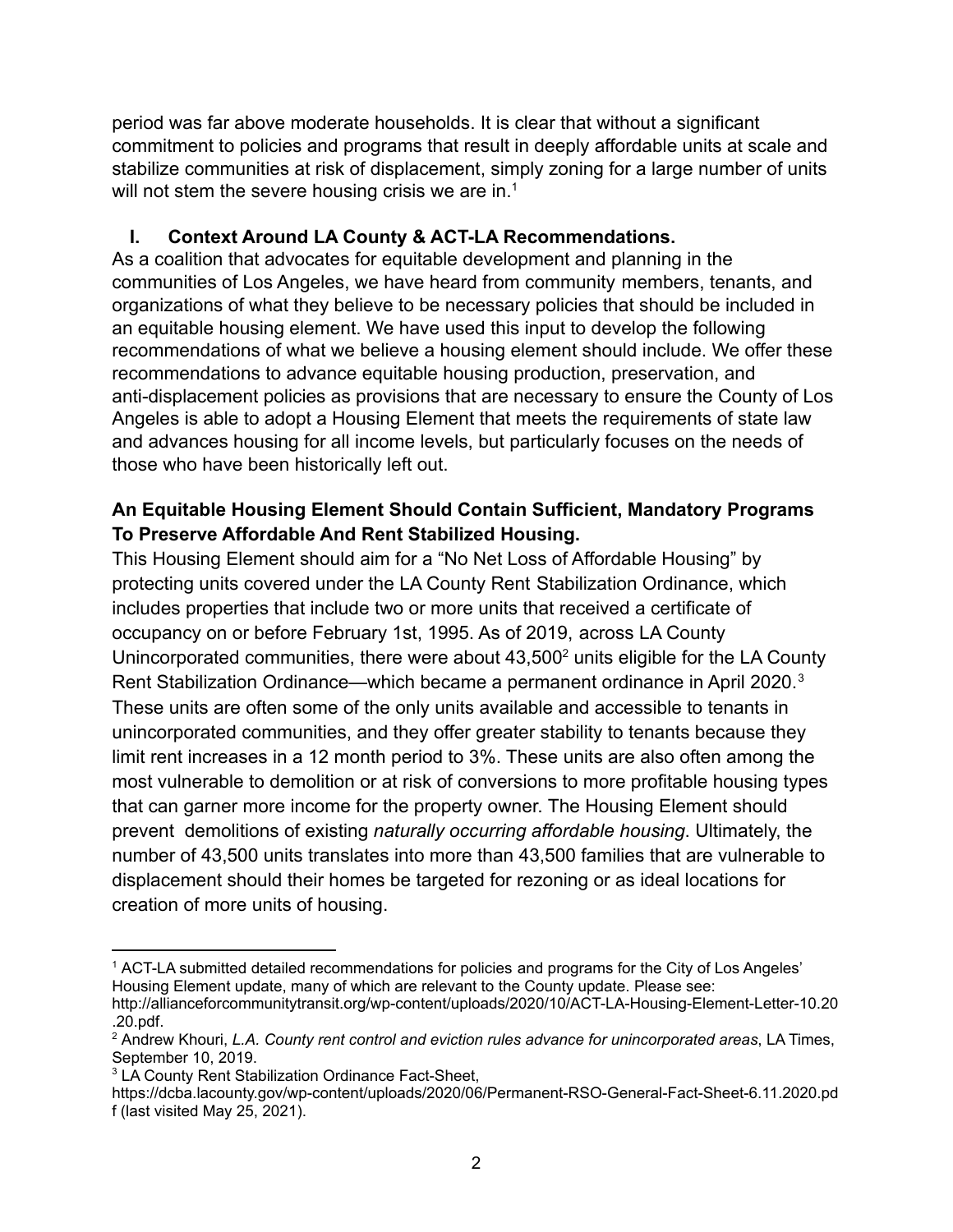period was far above moderate households. It is clear that without a significant commitment to policies and programs that result in deeply affordable units at scale and stabilize communities at risk of displacement, simply zoning for a large number of units will not stem the severe housing crisis we are in.[1]

## I. Context Around LA County & ACT-LA Recommendations.

As a coalition that advocates for equitable development and planning in the communities of Los Angeles, we have heard from community members, tenants, and organizations of what they believe to be necessary policies that should be included in an equitable housing element. We have used this input to develop the following recommendations of what we believe a housing element should include. We offer these recommendations to advance equitable housing production, preservation, and anti-displacement policies as provisions that are necessary to ensure the County of Los Angeles is able to adopt a Housing Element that meets the requirements of state law and advances housing for all income levels, but particularly focuses on the needs of those who have been historically left out.

### An Equitable Housing Element Should Contain Sufficient, Mandatory Programs To Preserve Affordable And Rent Stabilized Housing.

This Housing Element should aim for a "No Net Loss of Affordable Housing" by protecting units covered under the LA County Rent Stabilization Ordinance, which includes properties that include two or more units that received a certificate of occupancy on or before February 1st, 1995. As of 2019, across LA County Unincorporated communities, there were about 43,500[2] units eligible for the LA County Rent Stabilization Ordinance—which became a permanent ordinance in April 2020.[3] These units are often some of the only units available and accessible to tenants in unincorporated communities, and they offer greater stability to tenants because they limit rent increases in a 12 month period to 3%. These units are also often among the most vulnerable to demolition or at risk of conversions to more profitable housing types that can garner more income for the property owner. The Housing Element should prevent demolitions of existing *naturally occurring affordable housing*. Ultimately, the number of 43,500 units translates into more than 43,500 families that are vulnerable to displacement should their homes be targeted for rezoning or as ideal locations for creation of more units of housing.

---

[1] ACT-LA submitted detailed recommendations for policies and programs for the City of Los Angeles' Housing Element update, many of which are relevant to the County update. Please see: http://allianceforcommunitytransit.org/wp-content/uploads/2020/10/ACT-LA-Housing-Element-Letter-10.20.20.pdf.

[2] Andrew Khouri, *L.A. County rent control and eviction rules advance for unincorporated areas*, LA Times, September 10, 2019.

[3] LA County Rent Stabilization Ordinance Fact-Sheet, https://dcba.lacounty.gov/wp-content/uploads/2020/06/Permanent-RSO-General-Fact-Sheet-6.11.2020.pdf (last visited May 25, 2021).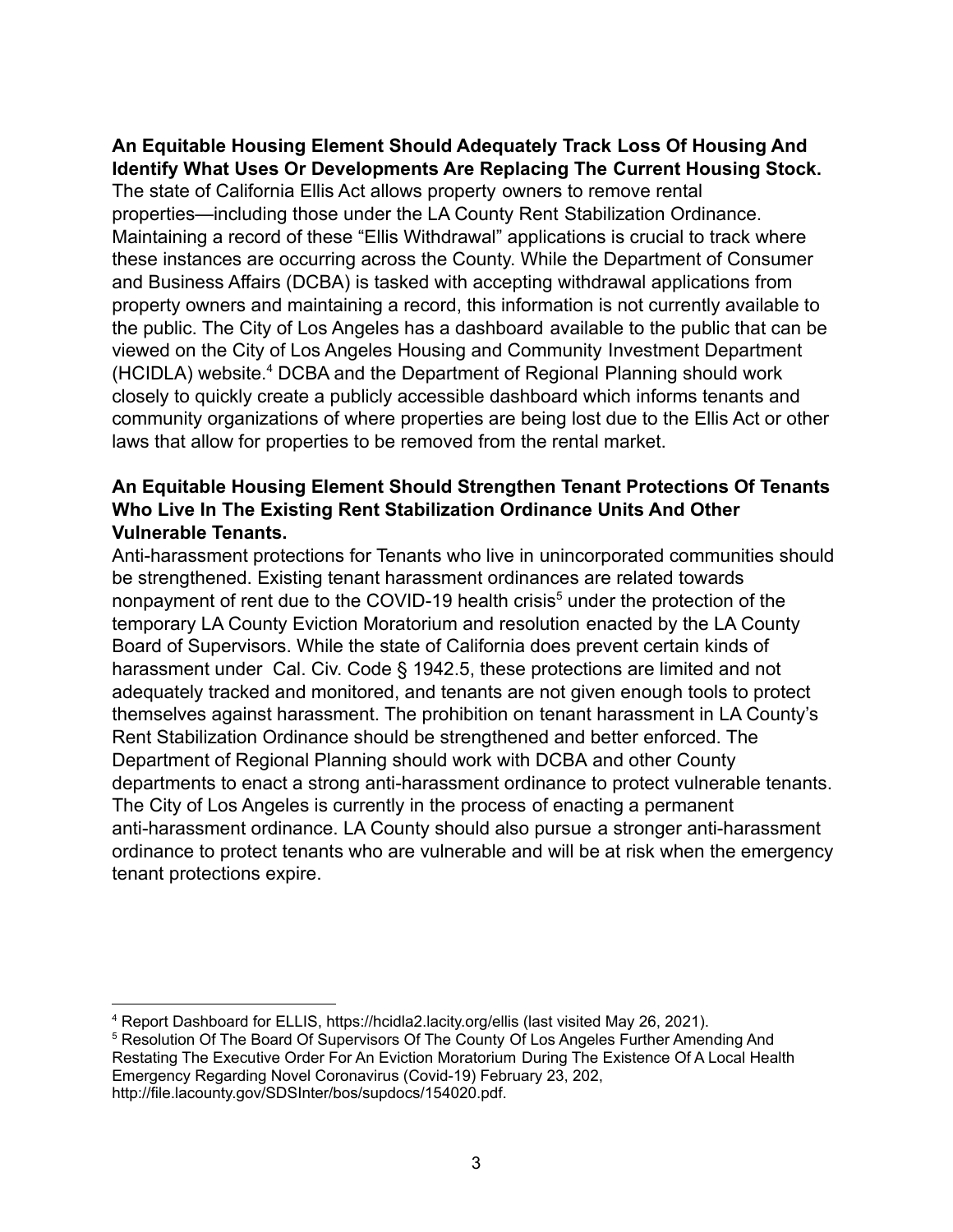**An Equitable Housing Element Should Adequately Track Loss Of Housing And Identify What Uses Or Developments Are Replacing The Current Housing Stock.**

The state of California Ellis Act allows property owners to remove rental properties—including those under the LA County Rent Stabilization Ordinance. Maintaining a record of these "Ellis Withdrawal" applications is crucial to track where these instances are occurring across the County. While the Department of Consumer and Business Affairs (DCBA) is tasked with accepting withdrawal applications from property owners and maintaining a record, this information is not currently available to the public. The City of Los Angeles has a dashboard available to the public that can be viewed on the City of Los Angeles Housing and Community Investment Department (HCIDLA) website.[4] DCBA and the Department of Regional Planning should work closely to quickly create a publicly accessible dashboard which informs tenants and community organizations of where properties are being lost due to the Ellis Act or other laws that allow for properties to be removed from the rental market.

**An Equitable Housing Element Should Strengthen Tenant Protections Of Tenants Who Live In The Existing Rent Stabilization Ordinance Units And Other Vulnerable Tenants.**

Anti-harassment protections for Tenants who live in unincorporated communities should be strengthened. Existing tenant harassment ordinances are related towards nonpayment of rent due to the COVID-19 health crisis[5] under the protection of the temporary LA County Eviction Moratorium and resolution enacted by the LA County Board of Supervisors. While the state of California does prevent certain kinds of harassment under Cal. Civ. Code § 1942.5, these protections are limited and not adequately tracked and monitored, and tenants are not given enough tools to protect themselves against harassment. The prohibition on tenant harassment in LA County's Rent Stabilization Ordinance should be strengthened and better enforced. The Department of Regional Planning should work with DCBA and other County departments to enact a strong anti-harassment ordinance to protect vulnerable tenants. The City of Los Angeles is currently in the process of enacting a permanent anti-harassment ordinance. LA County should also pursue a stronger anti-harassment ordinance to protect tenants who are vulnerable and will be at risk when the emergency tenant protections expire.

---

[4] Report Dashboard for ELLIS, https://hcidla2.lacity.org/ellis (last visited May 26, 2021).

[5] Resolution Of The Board Of Supervisors Of The County Of Los Angeles Further Amending And Restating The Executive Order For An Eviction Moratorium During The Existence Of A Local Health Emergency Regarding Novel Coronavirus (Covid-19) February 23, 202, http://file.lacounty.gov/SDSInter/bos/supdocs/154020.pdf.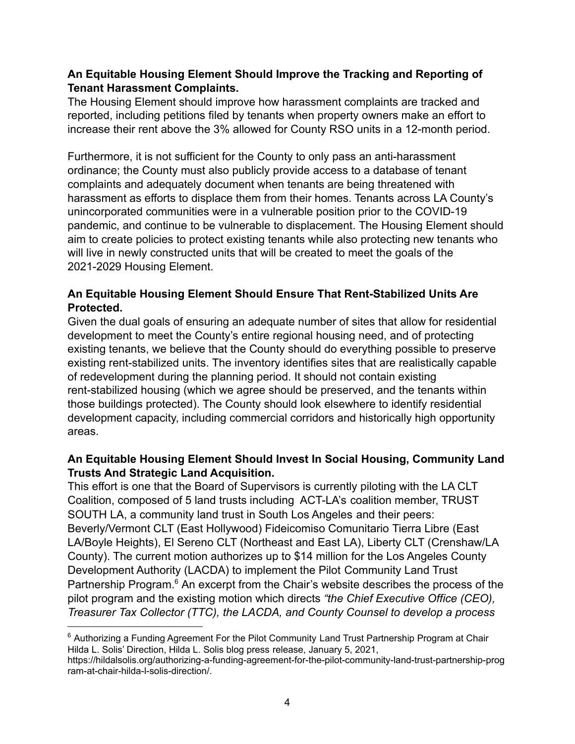**An Equitable Housing Element Should Improve the Tracking and Reporting of Tenant Harassment Complaints.**

The Housing Element should improve how harassment complaints are tracked and reported, including petitions filed by tenants when property owners make an effort to increase their rent above the 3% allowed for County RSO units in a 12-month period.

Furthermore, it is not sufficient for the County to only pass an anti-harassment ordinance; the County must also publicly provide access to a database of tenant complaints and adequately document when tenants are being threatened with harassment as efforts to displace them from their homes. Tenants across LA County's unincorporated communities were in a vulnerable position prior to the COVID-19 pandemic, and continue to be vulnerable to displacement. The Housing Element should aim to create policies to protect existing tenants while also protecting new tenants who will live in newly constructed units that will be created to meet the goals of the 2021-2029 Housing Element.

**An Equitable Housing Element Should Ensure That Rent-Stabilized Units Are Protected.**

Given the dual goals of ensuring an adequate number of sites that allow for residential development to meet the County's entire regional housing need, and of protecting existing tenants, we believe that the County should do everything possible to preserve existing rent-stabilized units. The inventory identifies sites that are realistically capable of redevelopment during the planning period. It should not contain existing rent-stabilized housing (which we agree should be preserved, and the tenants within those buildings protected). The County should look elsewhere to identify residential development capacity, including commercial corridors and historically high opportunity areas.

**An Equitable Housing Element Should Invest In Social Housing, Community Land Trusts And Strategic Land Acquisition.**

This effort is one that the Board of Supervisors is currently piloting with the LA CLT Coalition, composed of 5 land trusts including ACT-LA's coalition member, TRUST SOUTH LA, a community land trust in South Los Angeles and their peers: Beverly/Vermont CLT (East Hollywood) Fideicomiso Comunitario Tierra Libre (East LA/Boyle Heights), El Sereno CLT (Northeast and East LA), Liberty CLT (Crenshaw/LA County). The current motion authorizes up to $14 million for the Los Angeles County Development Authority (LACDA) to implement the Pilot Community Land Trust Partnership Program.[6] An excerpt from the Chair's website describes the process of the pilot program and the existing motion which directs *"the Chief Executive Office (CEO), Treasurer Tax Collector (TTC), the LACDA, and County Counsel to develop a process*

---

[6] Authorizing a Funding Agreement For the Pilot Community Land Trust Partnership Program at Chair Hilda L. Solis' Direction, Hilda L. Solis blog press release, January 5, 2021, https://hildalsolis.org/authorizing-a-funding-agreement-for-the-pilot-community-land-trust-partnership-program-at-chair-hilda-l-solis-direction/.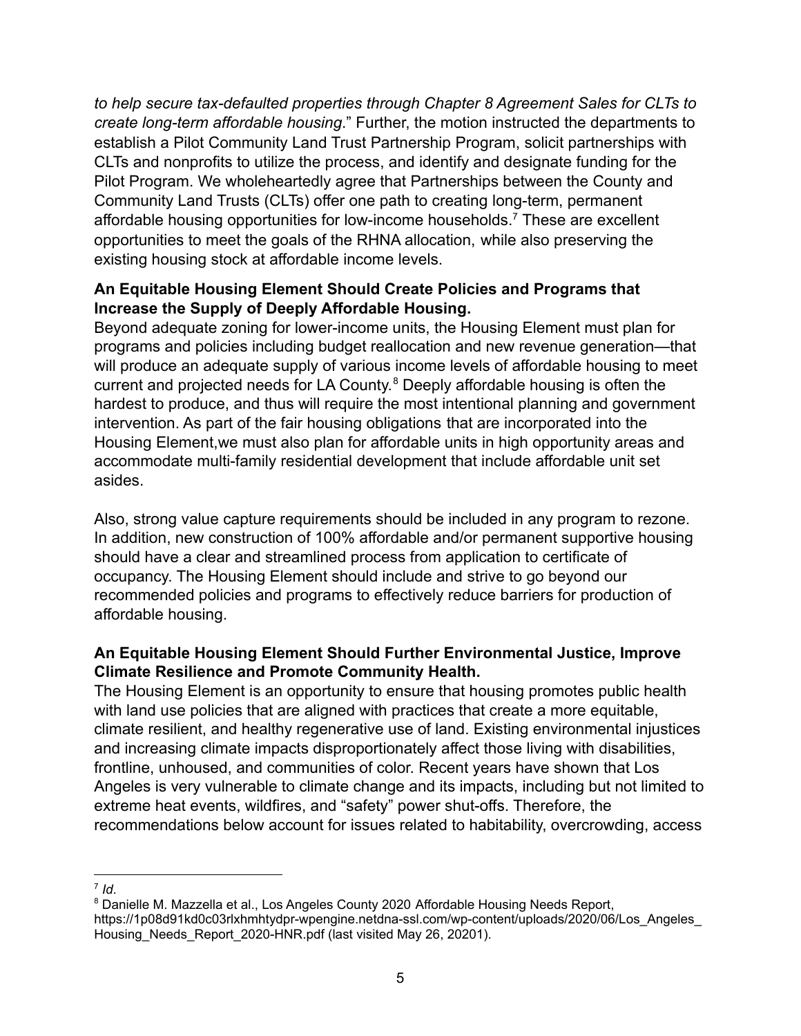*to help secure tax-defaulted properties through Chapter 8 Agreement Sales for CLTs to create long-term affordable housing*." Further, the motion instructed the departments to establish a Pilot Community Land Trust Partnership Program, solicit partnerships with CLTs and nonprofits to utilize the process, and identify and designate funding for the Pilot Program. We wholeheartedly agree that Partnerships between the County and Community Land Trusts (CLTs) offer one path to creating long-term, permanent affordable housing opportunities for low-income households.[7] These are excellent opportunities to meet the goals of the RHNA allocation, while also preserving the existing housing stock at affordable income levels.

**An Equitable Housing Element Should Create Policies and Programs that Increase the Supply of Deeply Affordable Housing.**

Beyond adequate zoning for lower-income units, the Housing Element must plan for programs and policies including budget reallocation and new revenue generation—that will produce an adequate supply of various income levels of affordable housing to meet current and projected needs for LA County.[8] Deeply affordable housing is often the hardest to produce, and thus will require the most intentional planning and government intervention. As part of the fair housing obligations that are incorporated into the Housing Element,we must also plan for affordable units in high opportunity areas and accommodate multi-family residential development that include affordable unit set asides.

Also, strong value capture requirements should be included in any program to rezone. In addition, new construction of 100% affordable and/or permanent supportive housing should have a clear and streamlined process from application to certificate of occupancy. The Housing Element should include and strive to go beyond our recommended policies and programs to effectively reduce barriers for production of affordable housing.

**An Equitable Housing Element Should Further Environmental Justice, Improve Climate Resilience and Promote Community Health.**

The Housing Element is an opportunity to ensure that housing promotes public health with land use policies that are aligned with practices that create a more equitable, climate resilient, and healthy regenerative use of land. Existing environmental injustices and increasing climate impacts disproportionately affect those living with disabilities, frontline, unhoused, and communities of color. Recent years have shown that Los Angeles is very vulnerable to climate change and its impacts, including but not limited to extreme heat events, wildfires, and "safety" power shut-offs. Therefore, the recommendations below account for issues related to habitability, overcrowding, access

---

[7] *Id*.

[8] Danielle M. Mazzella et al., Los Angeles County 2020 Affordable Housing Needs Report, https://1p08d91kd0c03rlxhmhtydpr-wpengine.netdna-ssl.com/wp-content/uploads/2020/06/Los_Angeles_Housing_Needs_Report_2020-HNR.pdf (last visited May 26, 20201).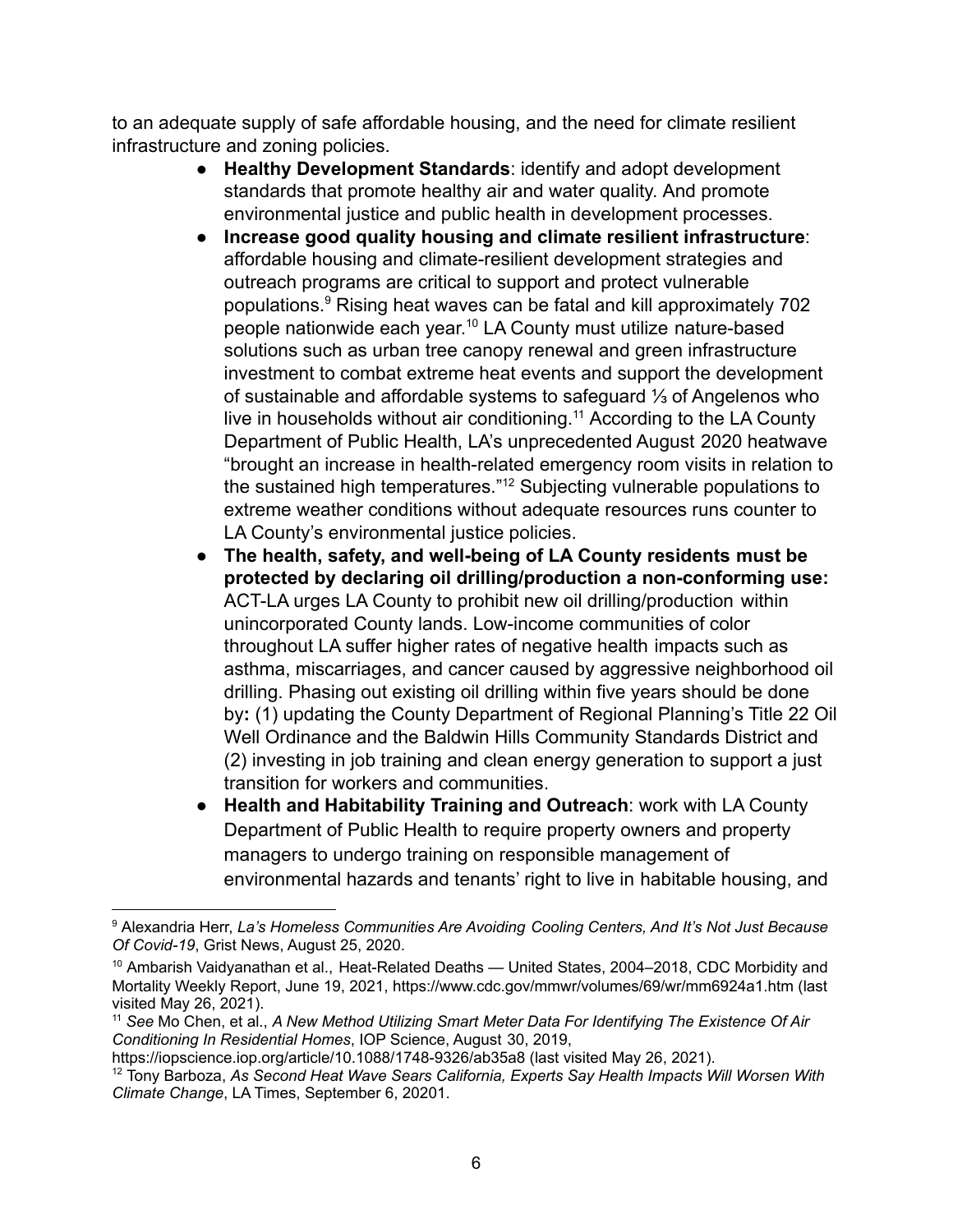to an adequate supply of safe affordable housing, and the need for climate resilient infrastructure and zoning policies.

- **Healthy Development Standards**: identify and adopt development standards that promote healthy air and water quality. And promote environmental justice and public health in development processes.
- **Increase good quality housing and climate resilient infrastructure**: affordable housing and climate-resilient development strategies and outreach programs are critical to support and protect vulnerable populations.[9] Rising heat waves can be fatal and kill approximately 702 people nationwide each year.[10] LA County must utilize nature-based solutions such as urban tree canopy renewal and green infrastructure investment to combat extreme heat events and support the development of sustainable and affordable systems to safeguard ⅓ of Angelenos who live in households without air conditioning.[11] According to the LA County Department of Public Health, LA's unprecedented August 2020 heatwave "brought an increase in health-related emergency room visits in relation to the sustained high temperatures."[12] Subjecting vulnerable populations to extreme weather conditions without adequate resources runs counter to LA County's environmental justice policies.
- **The health, safety, and well-being of LA County residents must be protected by declaring oil drilling/production a non-conforming use:** ACT-LA urges LA County to prohibit new oil drilling/production within unincorporated County lands. Low-income communities of color throughout LA suffer higher rates of negative health impacts such as asthma, miscarriages, and cancer caused by aggressive neighborhood oil drilling. Phasing out existing oil drilling within five years should be done by**:** (1) updating the County Department of Regional Planning's Title 22 Oil Well Ordinance and the Baldwin Hills Community Standards District and (2) investing in job training and clean energy generation to support a just transition for workers and communities.
- **Health and Habitability Training and Outreach**: work with LA County Department of Public Health to require property owners and property managers to undergo training on responsible management of environmental hazards and tenants' right to live in habitable housing, and

---

[9] Alexandria Herr, *La's Homeless Communities Are Avoiding Cooling Centers, And It's Not Just Because Of Covid-19*, Grist News, August 25, 2020.

[10] Ambarish Vaidyanathan et al., Heat-Related Deaths — United States, 2004–2018, CDC Morbidity and Mortality Weekly Report, June 19, 2021, https://www.cdc.gov/mmwr/volumes/69/wr/mm6924a1.htm (last visited May 26, 2021).

[11] *See* Mo Chen, et al., *A New Method Utilizing Smart Meter Data For Identifying The Existence Of Air Conditioning In Residential Homes*, IOP Science, August 30, 2019, https://iopscience.iop.org/article/10.1088/1748-9326/ab35a8 (last visited May 26, 2021).

[12] Tony Barboza, *As Second Heat Wave Sears California, Experts Say Health Impacts Will Worsen With Climate Change*, LA Times, September 6, 20201.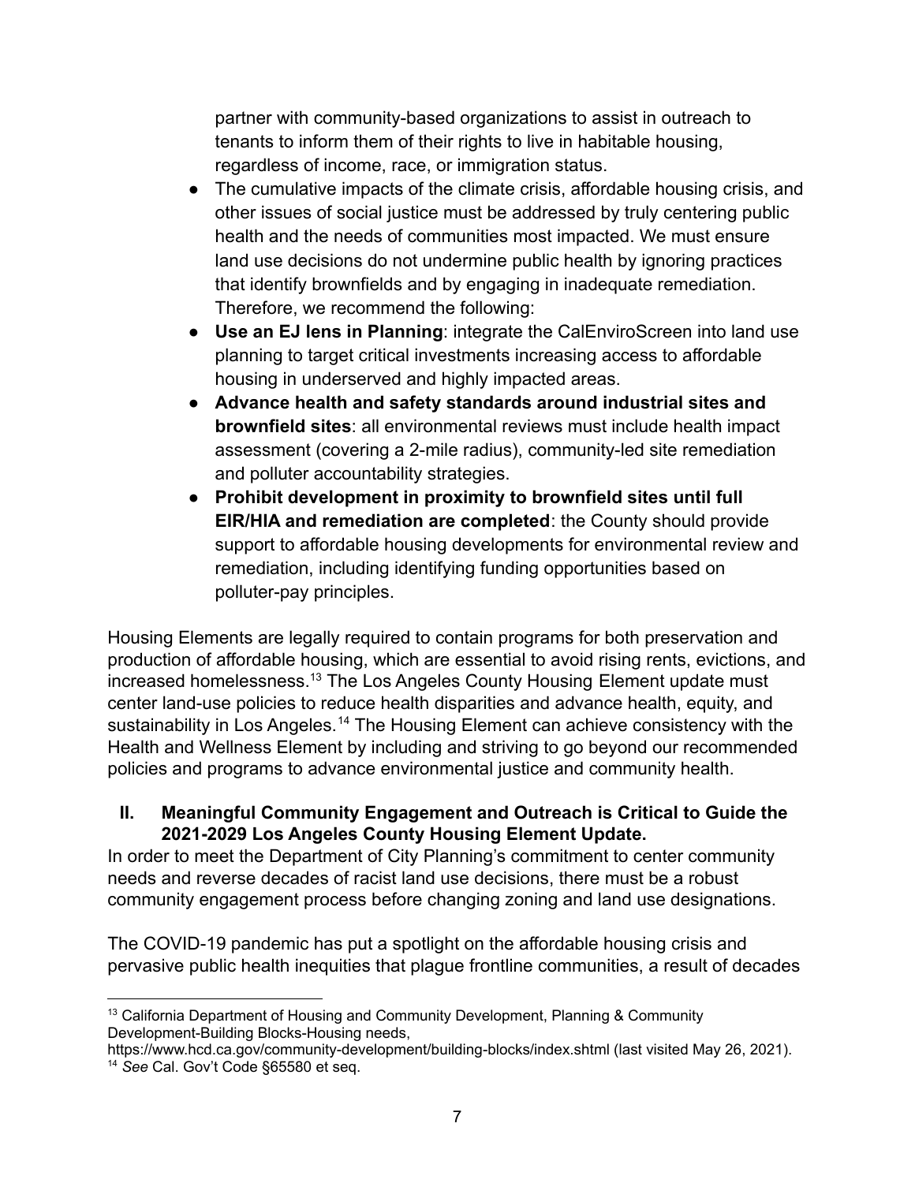partner with community-based organizations to assist in outreach to tenants to inform them of their rights to live in habitable housing, regardless of income, race, or immigration status.

- The cumulative impacts of the climate crisis, affordable housing crisis, and other issues of social justice must be addressed by truly centering public health and the needs of communities most impacted. We must ensure land use decisions do not undermine public health by ignoring practices that identify brownfields and by engaging in inadequate remediation. Therefore, we recommend the following:
- **Use an EJ lens in Planning**: integrate the CalEnviroScreen into land use planning to target critical investments increasing access to affordable housing in underserved and highly impacted areas.
- **Advance health and safety standards around industrial sites and brownfield sites**: all environmental reviews must include health impact assessment (covering a 2-mile radius), community-led site remediation and polluter accountability strategies.
- **Prohibit development in proximity to brownfield sites until full EIR/HIA and remediation are completed**: the County should provide support to affordable housing developments for environmental review and remediation, including identifying funding opportunities based on polluter-pay principles.

Housing Elements are legally required to contain programs for both preservation and production of affordable housing, which are essential to avoid rising rents, evictions, and increased homelessness.[13] The Los Angeles County Housing Element update must center land-use policies to reduce health disparities and advance health, equity, and sustainability in Los Angeles.[14] The Housing Element can achieve consistency with the Health and Wellness Element by including and striving to go beyond our recommended policies and programs to advance environmental justice and community health.

## II. Meaningful Community Engagement and Outreach is Critical to Guide the 2021-2029 Los Angeles County Housing Element Update.

In order to meet the Department of City Planning's commitment to center community needs and reverse decades of racist land use decisions, there must be a robust community engagement process before changing zoning and land use designations.

The COVID-19 pandemic has put a spotlight on the affordable housing crisis and pervasive public health inequities that plague frontline communities, a result of decades

---

[13] California Department of Housing and Community Development, Planning & Community Development-Building Blocks-Housing needs, https://www.hcd.ca.gov/community-development/building-blocks/index.shtml (last visited May 26, 2021).

[14] *See* Cal. Gov't Code §65580 et seq.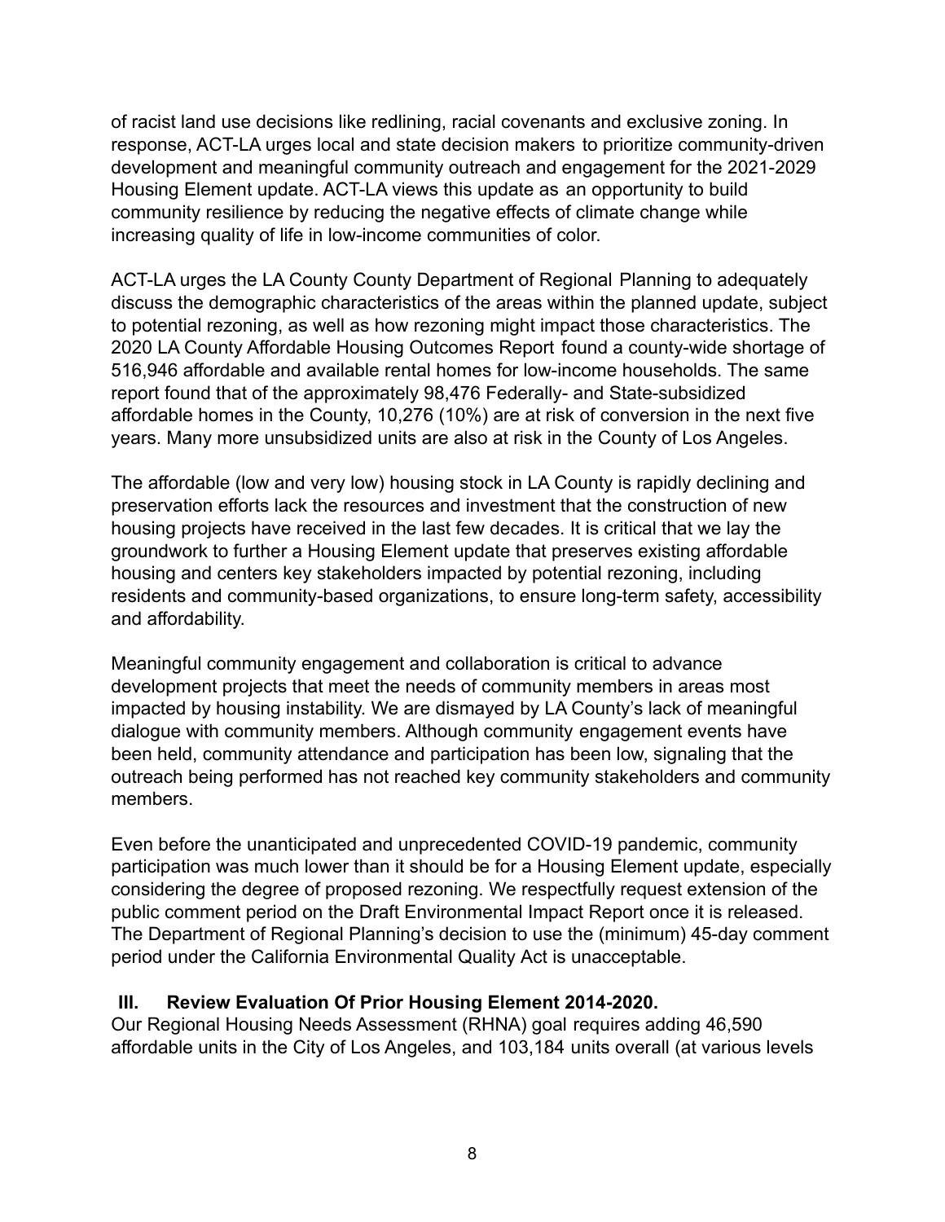of racist land use decisions like redlining, racial covenants and exclusive zoning. In response, ACT-LA urges local and state decision makers to prioritize community-driven development and meaningful community outreach and engagement for the 2021-2029 Housing Element update. ACT-LA views this update as an opportunity to build community resilience by reducing the negative effects of climate change while increasing quality of life in low-income communities of color.

ACT-LA urges the LA County County Department of Regional Planning to adequately discuss the demographic characteristics of the areas within the planned update, subject to potential rezoning, as well as how rezoning might impact those characteristics. The 2020 LA County Affordable Housing Outcomes Report found a county-wide shortage of 516,946 affordable and available rental homes for low-income households. The same report found that of the approximately 98,476 Federally- and State-subsidized affordable homes in the County, 10,276 (10%) are at risk of conversion in the next five years. Many more unsubsidized units are also at risk in the County of Los Angeles.

The affordable (low and very low) housing stock in LA County is rapidly declining and preservation efforts lack the resources and investment that the construction of new housing projects have received in the last few decades. It is critical that we lay the groundwork to further a Housing Element update that preserves existing affordable housing and centers key stakeholders impacted by potential rezoning, including residents and community-based organizations, to ensure long-term safety, accessibility and affordability.

Meaningful community engagement and collaboration is critical to advance development projects that meet the needs of community members in areas most impacted by housing instability. We are dismayed by LA County's lack of meaningful dialogue with community members. Although community engagement events have been held, community attendance and participation has been low, signaling that the outreach being performed has not reached key community stakeholders and community members.

Even before the unanticipated and unprecedented COVID-19 pandemic, community participation was much lower than it should be for a Housing Element update, especially considering the degree of proposed rezoning. We respectfully request extension of the public comment period on the Draft Environmental Impact Report once it is released. The Department of Regional Planning's decision to use the (minimum) 45-day comment period under the California Environmental Quality Act is unacceptable.

## III. Review Evaluation Of Prior Housing Element 2014-2020.

Our Regional Housing Needs Assessment (RHNA) goal requires adding 46,590 affordable units in the City of Los Angeles, and 103,184 units overall (at various levels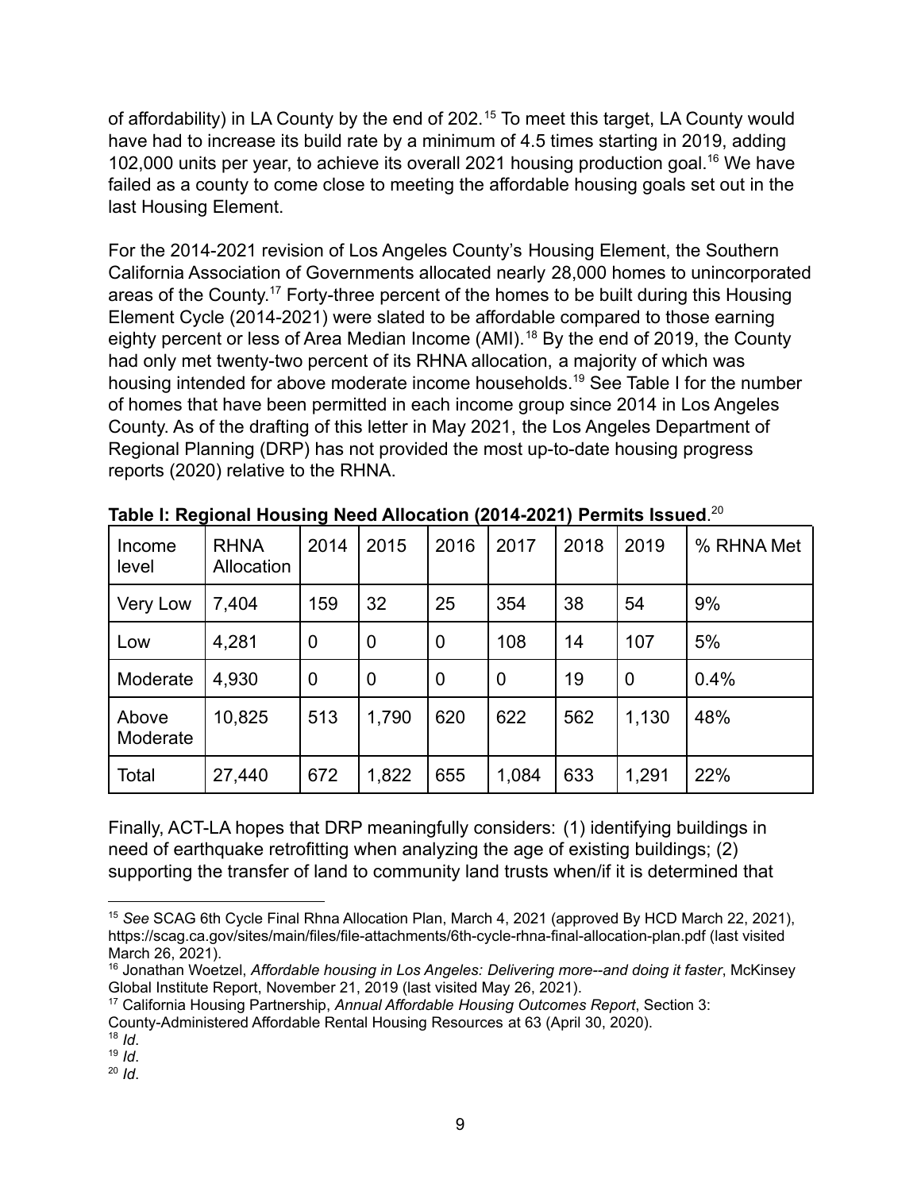of affordability) in LA County by the end of 202.[15] To meet this target, LA County would have had to increase its build rate by a minimum of 4.5 times starting in 2019, adding 102,000 units per year, to achieve its overall 2021 housing production goal.[16] We have failed as a county to come close to meeting the affordable housing goals set out in the last Housing Element.

For the 2014-2021 revision of Los Angeles County's Housing Element, the Southern California Association of Governments allocated nearly 28,000 homes to unincorporated areas of the County.[17] Forty-three percent of the homes to be built during this Housing Element Cycle (2014-2021) were slated to be affordable compared to those earning eighty percent or less of Area Median Income (AMI).[18] By the end of 2019, the County had only met twenty-two percent of its RHNA allocation, a majority of which was housing intended for above moderate income households.[19] See Table I for the number of homes that have been permitted in each income group since 2014 in Los Angeles County. As of the drafting of this letter in May 2021, the Los Angeles Department of Regional Planning (DRP) has not provided the most up-to-date housing progress reports (2020) relative to the RHNA.

**Table I: Regional Housing Need Allocation (2014-2021) Permits Issued**.[20]

| Income level | RHNA Allocation | 2014 | 2015 | 2016 | 2017 | 2018 | 2019 | % RHNA Met |
|---|---|---|---|---|---|---|---|---|
| Very Low | 7,404 | 159 | 32 | 25 | 354 | 38 | 54 | 9% |
| Low | 4,281 | 0 | 0 | 0 | 108 | 14 | 107 | 5% |
| Moderate | 4,930 | 0 | 0 | 0 | 0 | 19 | 0 | 0.4% |
| Above Moderate | 10,825 | 513 | 1,790 | 620 | 622 | 562 | 1,130 | 48% |
| Total | 27,440 | 672 | 1,822 | 655 | 1,084 | 633 | 1,291 | 22% |

Finally, ACT-LA hopes that DRP meaningfully considers: (1) identifying buildings in need of earthquake retrofitting when analyzing the age of existing buildings; (2) supporting the transfer of land to community land trusts when/if it is determined that

---

[15] *See* SCAG 6th Cycle Final Rhna Allocation Plan, March 4, 2021 (approved By HCD March 22, 2021), https://scag.ca.gov/sites/main/files/file-attachments/6th-cycle-rhna-final-allocation-plan.pdf (last visited March 26, 2021).

[16] Jonathan Woetzel, *Affordable housing in Los Angeles: Delivering more--and doing it faster*, McKinsey Global Institute Report, November 21, 2019 (last visited May 26, 2021).

[17] California Housing Partnership, *Annual Affordable Housing Outcomes Report*, Section 3: County-Administered Affordable Rental Housing Resources at 63 (April 30, 2020).

[18] *Id*.

[19] *Id*.

[20] *Id*.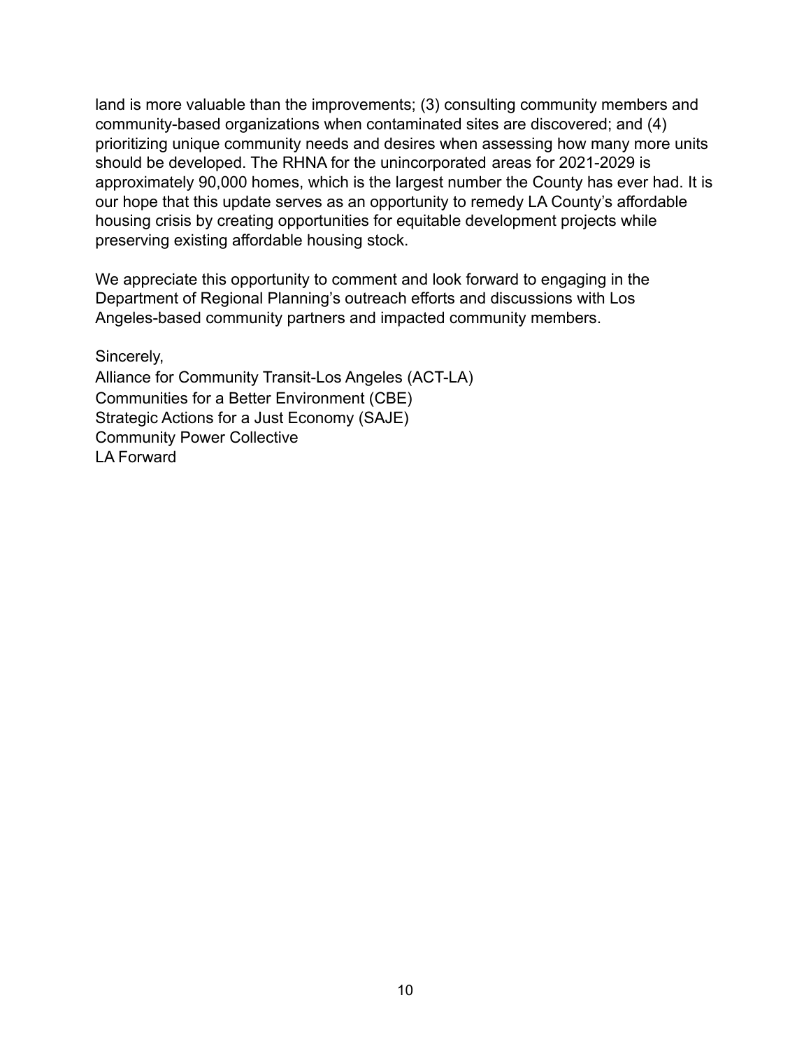land is more valuable than the improvements; (3) consulting community members and community-based organizations when contaminated sites are discovered; and (4) prioritizing unique community needs and desires when assessing how many more units should be developed. The RHNA for the unincorporated areas for 2021-2029 is approximately 90,000 homes, which is the largest number the County has ever had. It is our hope that this update serves as an opportunity to remedy LA County's affordable housing crisis by creating opportunities for equitable development projects while preserving existing affordable housing stock.

We appreciate this opportunity to comment and look forward to engaging in the Department of Regional Planning's outreach efforts and discussions with Los Angeles-based community partners and impacted community members.

Sincerely,
Alliance for Community Transit-Los Angeles (ACT-LA)
Communities for a Better Environment (CBE)
Strategic Actions for a Just Economy (SAJE)
Community Power Collective
LA Forward